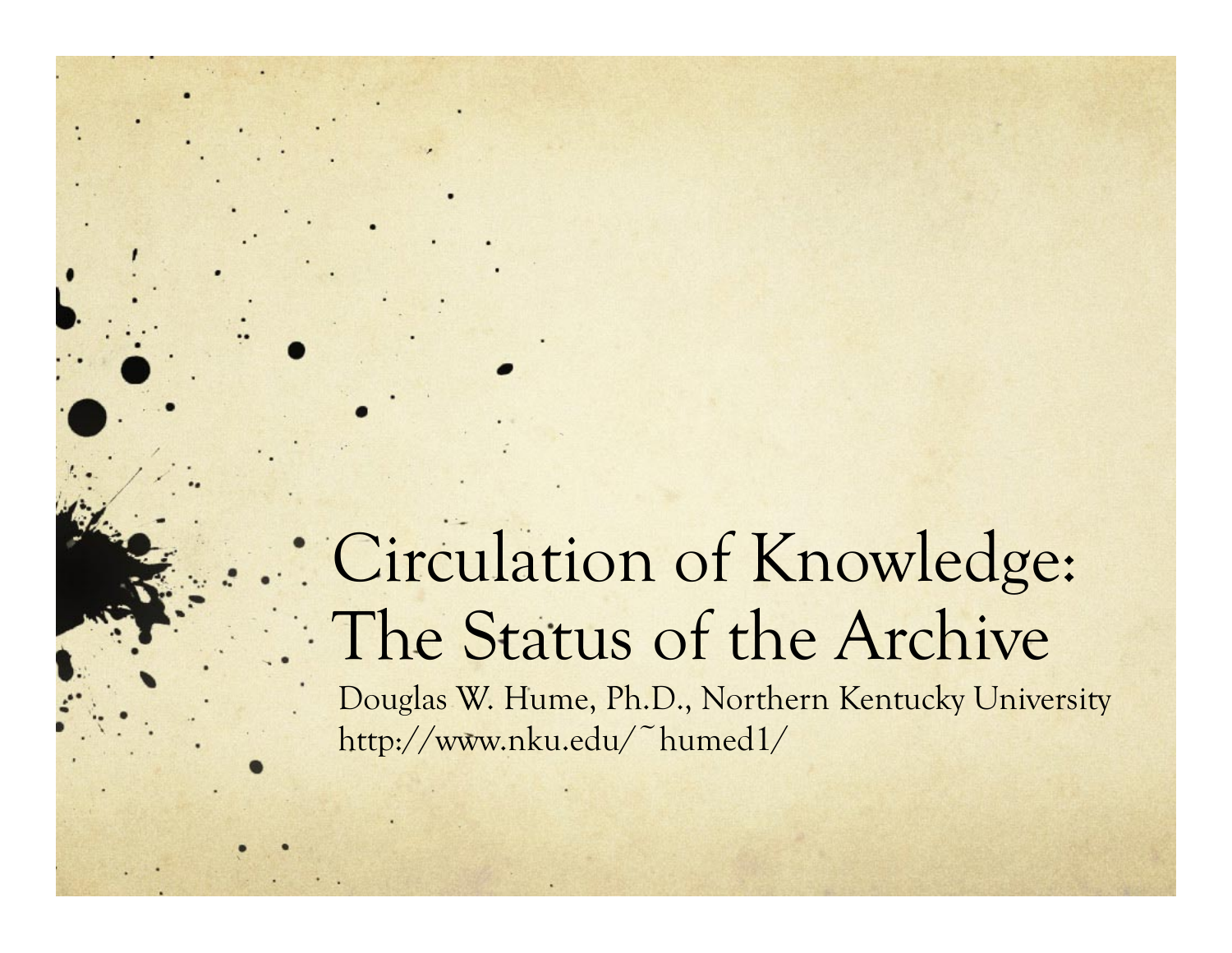# Circulation of Knowledge: The Status of the Archive

Douglas W. Hume, Ph.D., Northern Kentucky University
http://www.nku.edu/~humed1/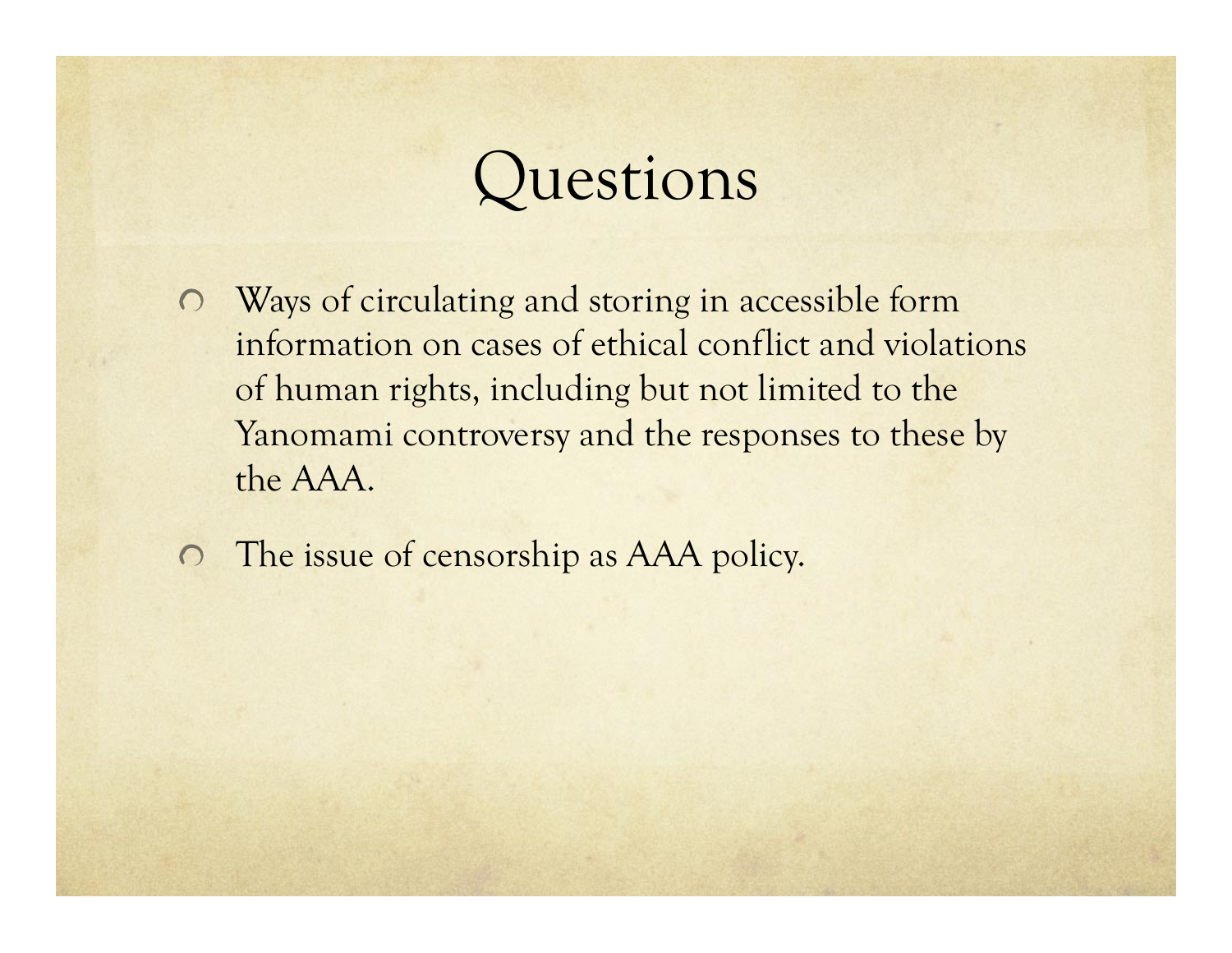# Questions

- Ways of circulating and storing in accessible form information on cases of ethical conflict and violations of human rights, including but not limited to the Yanomami controversy and the responses to these by the AAA.
- The issue of censorship as AAA policy.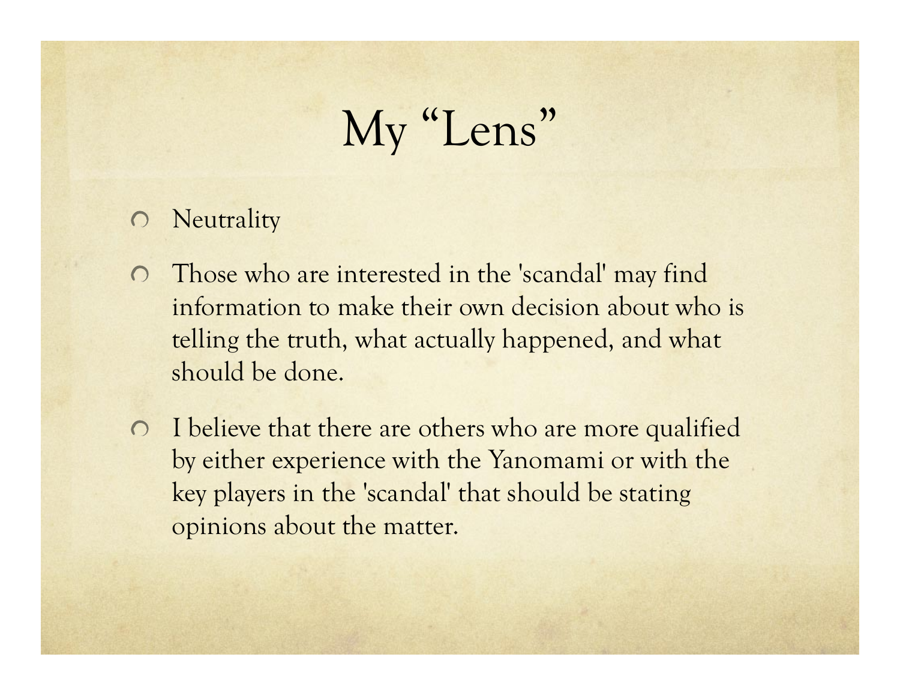# My "Lens"

- Neutrality
- Those who are interested in the 'scandal' may find information to make their own decision about who is telling the truth, what actually happened, and what should be done.
- I believe that there are others who are more qualified by either experience with the Yanomami or with the key players in the 'scandal' that should be stating opinions about the matter.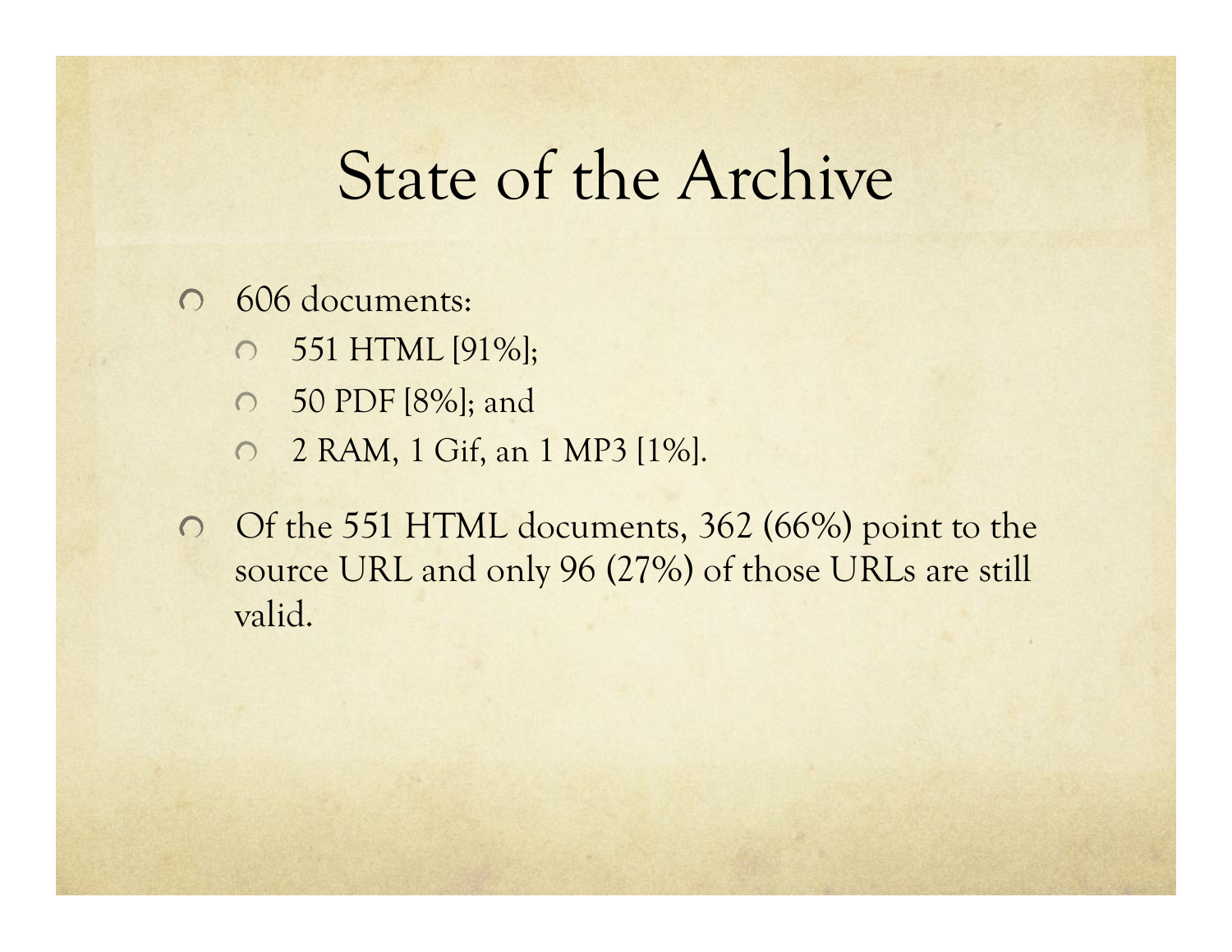# State of the Archive

- 606 documents:
  - 551 HTML [91%];
  - 50 PDF [8%]; and
  - 2 RAM, 1 Gif, an 1 MP3 [1%].
- Of the 551 HTML documents, 362 (66%) point to the source URL and only 96 (27%) of those URLs are still valid.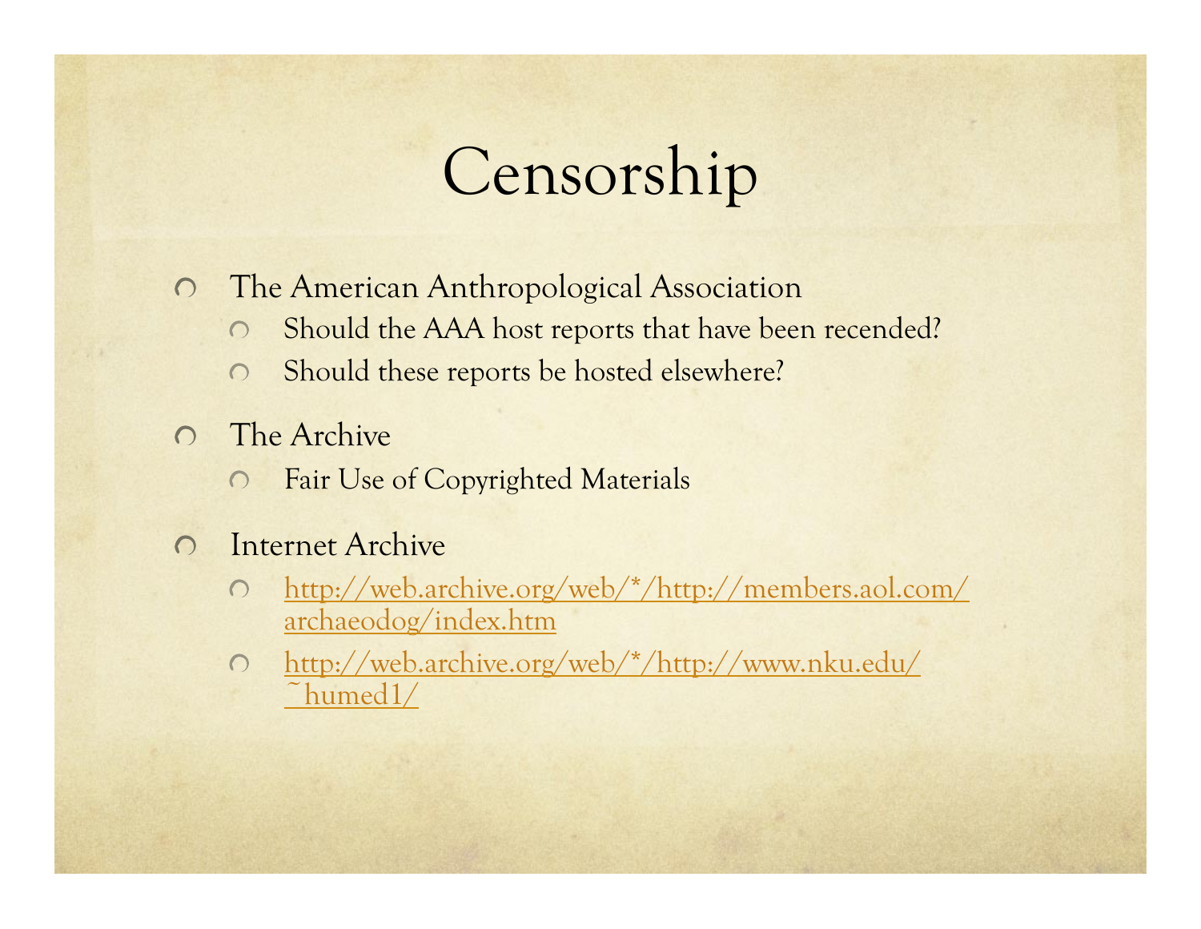# Censorship

- The American Anthropological Association
  - Should the AAA host reports that have been recended?
  - Should these reports be hosted elsewhere?
- The Archive
  - Fair Use of Copyrighted Materials
- Internet Archive
  - http://web.archive.org/web/*/http://members.aol.com/archaeodog/index.htm
  - http://web.archive.org/web/*/http://www.nku.edu/~humed1/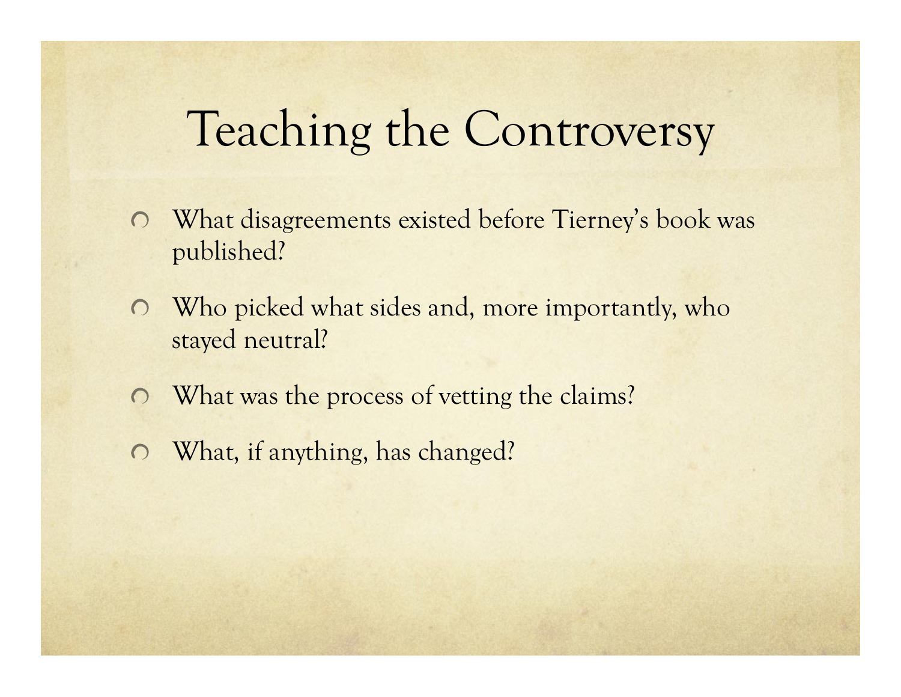# Teaching the Controversy

- What disagreements existed before Tierney's book was published?
- Who picked what sides and, more importantly, who stayed neutral?
- What was the process of vetting the claims?
- What, if anything, has changed?